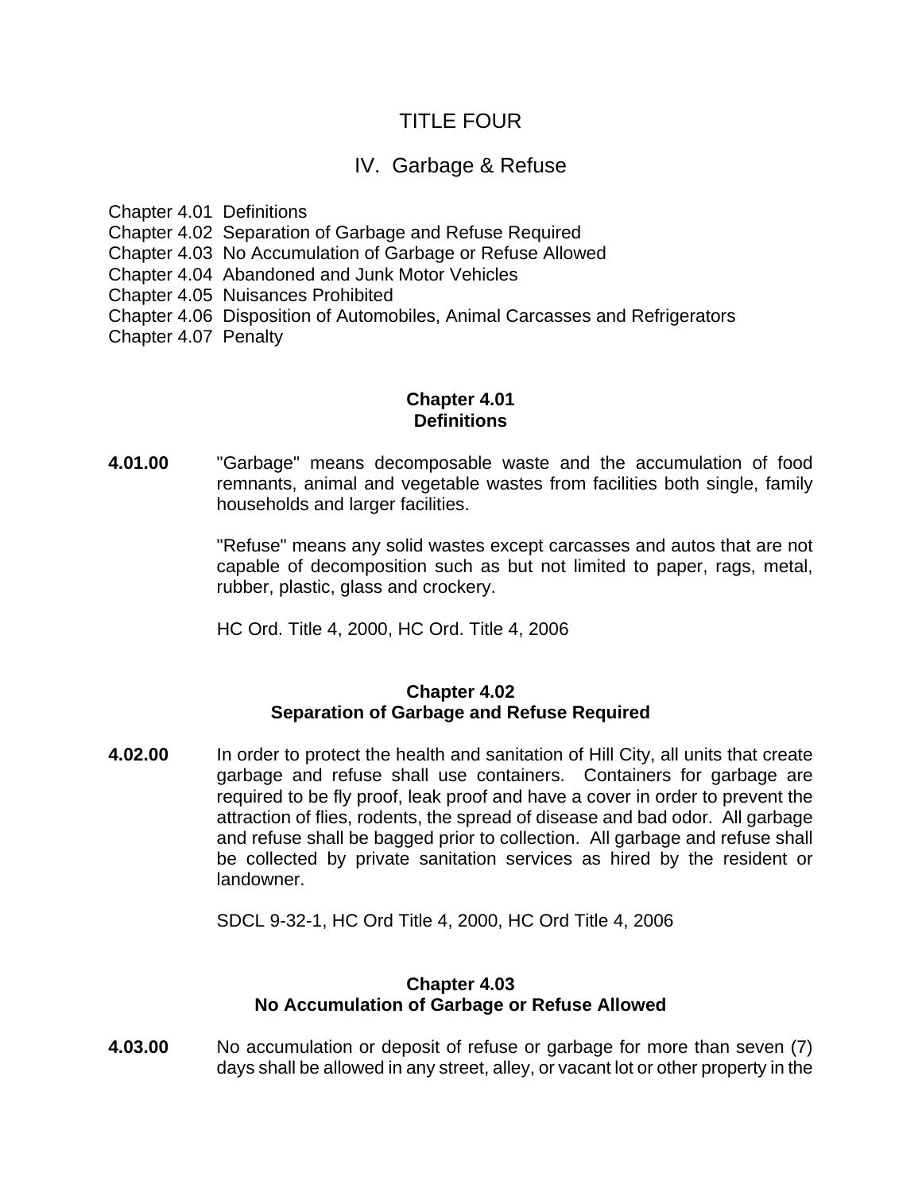# TITLE FOUR

## IV. Garbage & Refuse

Chapter 4.01 Definitions
Chapter 4.02 Separation of Garbage and Refuse Required
Chapter 4.03 No Accumulation of Garbage or Refuse Allowed
Chapter 4.04 Abandoned and Junk Motor Vehicles
Chapter 4.05 Nuisances Prohibited
Chapter 4.06 Disposition of Automobiles, Animal Carcasses and Refrigerators
Chapter 4.07 Penalty

### Chapter 4.01
### Definitions

**4.01.00** "Garbage" means decomposable waste and the accumulation of food remnants, animal and vegetable wastes from facilities both single, family households and larger facilities.

"Refuse" means any solid wastes except carcasses and autos that are not capable of decomposition such as but not limited to paper, rags, metal, rubber, plastic, glass and crockery.

HC Ord. Title 4, 2000, HC Ord. Title 4, 2006

### Chapter 4.02
### Separation of Garbage and Refuse Required

**4.02.00** In order to protect the health and sanitation of Hill City, all units that create garbage and refuse shall use containers. Containers for garbage are required to be fly proof, leak proof and have a cover in order to prevent the attraction of flies, rodents, the spread of disease and bad odor. All garbage and refuse shall be bagged prior to collection. All garbage and refuse shall be collected by private sanitation services as hired by the resident or landowner.

SDCL 9-32-1, HC Ord Title 4, 2000, HC Ord Title 4, 2006

### Chapter 4.03
### No Accumulation of Garbage or Refuse Allowed

**4.03.00** No accumulation or deposit of refuse or garbage for more than seven (7) days shall be allowed in any street, alley, or vacant lot or other property in the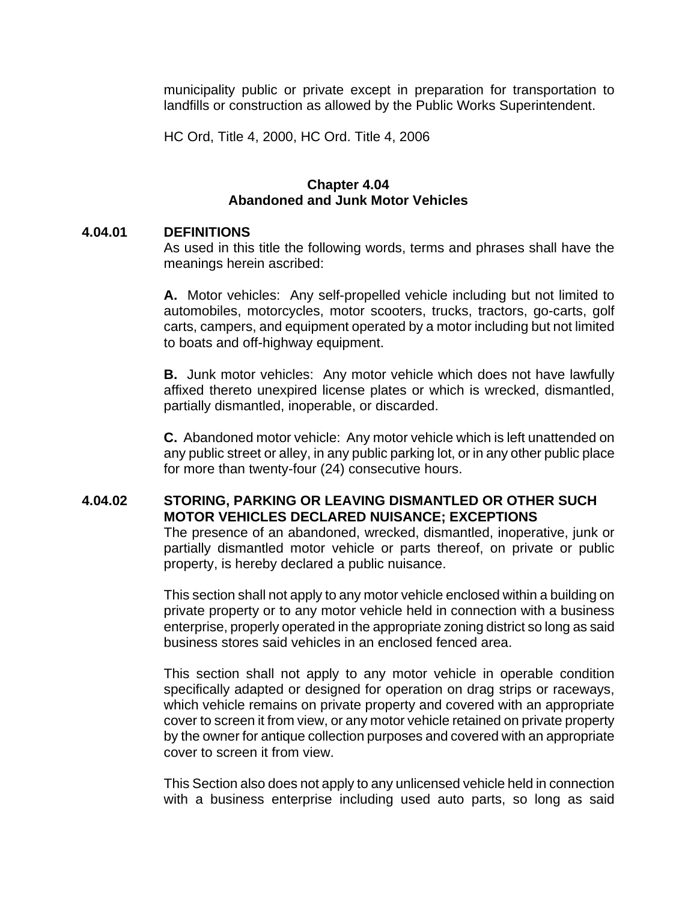municipality public or private except in preparation for transportation to landfills or construction as allowed by the Public Works Superintendent.

HC Ord, Title 4, 2000, HC Ord. Title 4, 2006

## Chapter 4.04
## Abandoned and Junk Motor Vehicles

### 4.04.01 DEFINITIONS

As used in this title the following words, terms and phrases shall have the meanings herein ascribed:

**A.** Motor vehicles: Any self-propelled vehicle including but not limited to automobiles, motorcycles, motor scooters, trucks, tractors, go-carts, golf carts, campers, and equipment operated by a motor including but not limited to boats and off-highway equipment.

**B.** Junk motor vehicles: Any motor vehicle which does not have lawfully affixed thereto unexpired license plates or which is wrecked, dismantled, partially dismantled, inoperable, or discarded.

**C.** Abandoned motor vehicle: Any motor vehicle which is left unattended on any public street or alley, in any public parking lot, or in any other public place for more than twenty-four (24) consecutive hours.

### 4.04.02 STORING, PARKING OR LEAVING DISMANTLED OR OTHER SUCH MOTOR VEHICLES DECLARED NUISANCE; EXCEPTIONS

The presence of an abandoned, wrecked, dismantled, inoperative, junk or partially dismantled motor vehicle or parts thereof, on private or public property, is hereby declared a public nuisance.

This section shall not apply to any motor vehicle enclosed within a building on private property or to any motor vehicle held in connection with a business enterprise, properly operated in the appropriate zoning district so long as said business stores said vehicles in an enclosed fenced area.

This section shall not apply to any motor vehicle in operable condition specifically adapted or designed for operation on drag strips or raceways, which vehicle remains on private property and covered with an appropriate cover to screen it from view, or any motor vehicle retained on private property by the owner for antique collection purposes and covered with an appropriate cover to screen it from view.

This Section also does not apply to any unlicensed vehicle held in connection with a business enterprise including used auto parts, so long as said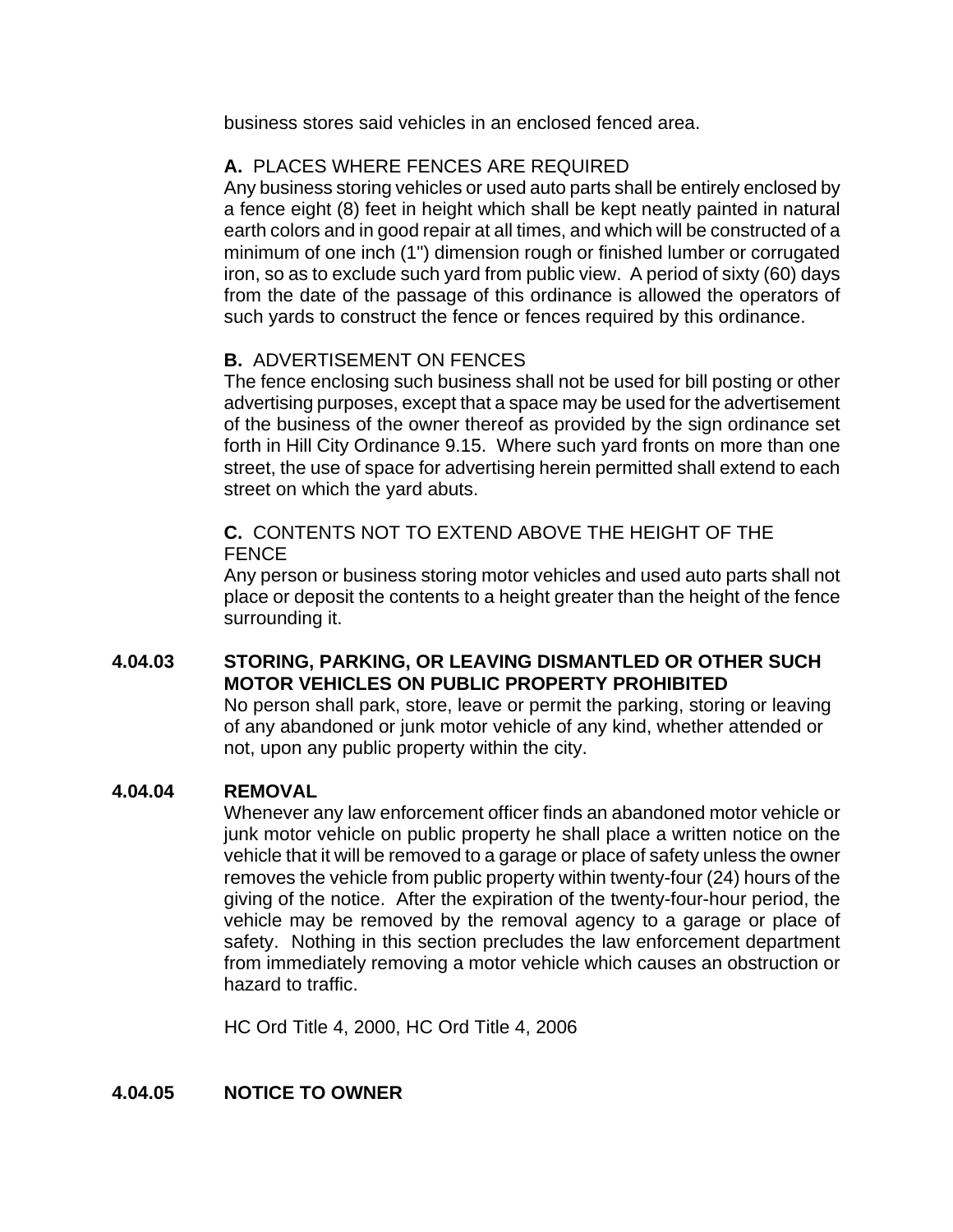business stores said vehicles in an enclosed fenced area.

**A.** PLACES WHERE FENCES ARE REQUIRED

Any business storing vehicles or used auto parts shall be entirely enclosed by a fence eight (8) feet in height which shall be kept neatly painted in natural earth colors and in good repair at all times, and which will be constructed of a minimum of one inch (1") dimension rough or finished lumber or corrugated iron, so as to exclude such yard from public view. A period of sixty (60) days from the date of the passage of this ordinance is allowed the operators of such yards to construct the fence or fences required by this ordinance.

**B.** ADVERTISEMENT ON FENCES

The fence enclosing such business shall not be used for bill posting or other advertising purposes, except that a space may be used for the advertisement of the business of the owner thereof as provided by the sign ordinance set forth in Hill City Ordinance 9.15. Where such yard fronts on more than one street, the use of space for advertising herein permitted shall extend to each street on which the yard abuts.

**C.** CONTENTS NOT TO EXTEND ABOVE THE HEIGHT OF THE FENCE

Any person or business storing motor vehicles and used auto parts shall not place or deposit the contents to a height greater than the height of the fence surrounding it.

**4.04.03 STORING, PARKING, OR LEAVING DISMANTLED OR OTHER SUCH MOTOR VEHICLES ON PUBLIC PROPERTY PROHIBITED**

No person shall park, store, leave or permit the parking, storing or leaving of any abandoned or junk motor vehicle of any kind, whether attended or not, upon any public property within the city.

**4.04.04 REMOVAL**

Whenever any law enforcement officer finds an abandoned motor vehicle or junk motor vehicle on public property he shall place a written notice on the vehicle that it will be removed to a garage or place of safety unless the owner removes the vehicle from public property within twenty-four (24) hours of the giving of the notice. After the expiration of the twenty-four-hour period, the vehicle may be removed by the removal agency to a garage or place of safety. Nothing in this section precludes the law enforcement department from immediately removing a motor vehicle which causes an obstruction or hazard to traffic.

HC Ord Title 4, 2000, HC Ord Title 4, 2006

**4.04.05 NOTICE TO OWNER**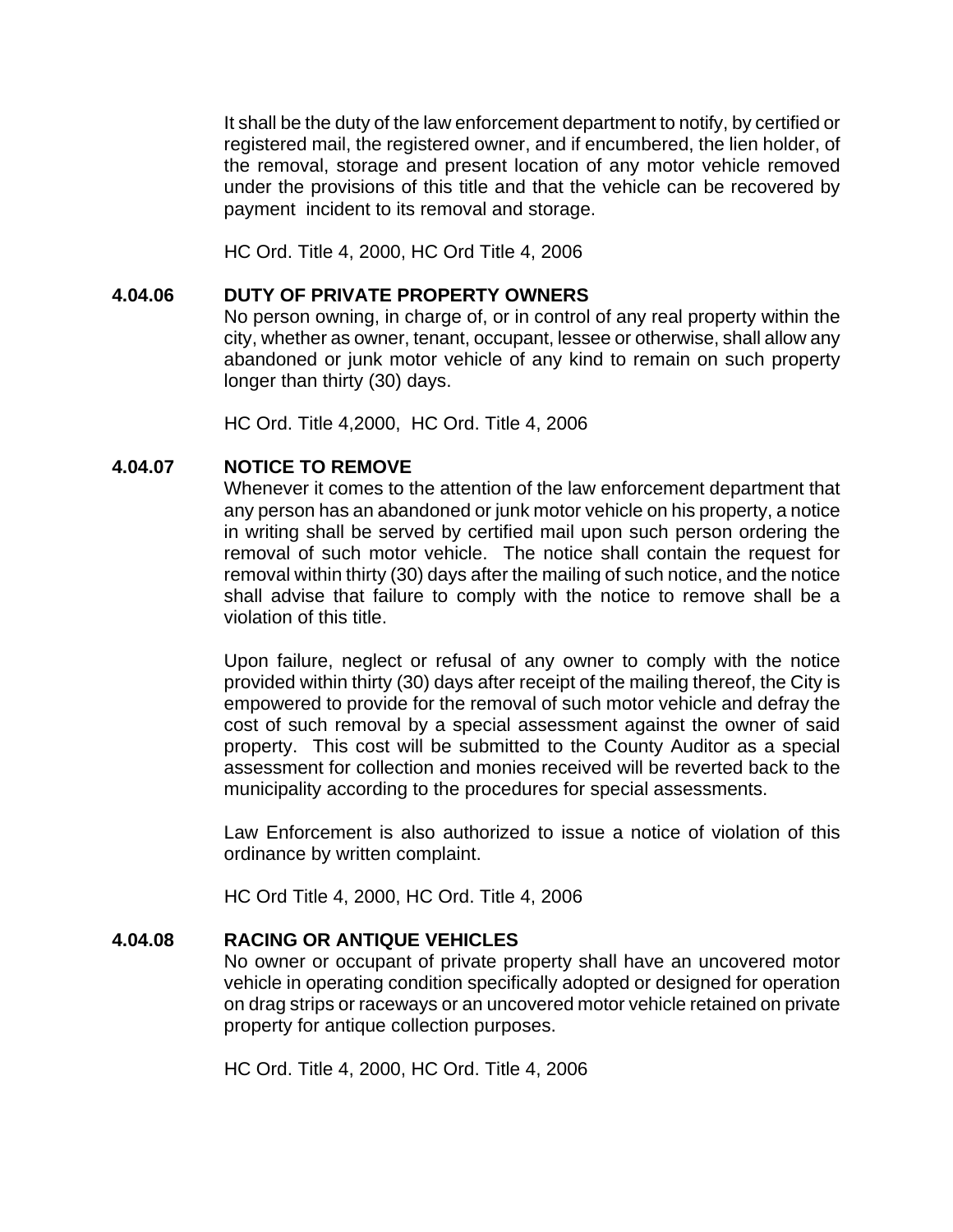It shall be the duty of the law enforcement department to notify, by certified or registered mail, the registered owner, and if encumbered, the lien holder, of the removal, storage and present location of any motor vehicle removed under the provisions of this title and that the vehicle can be recovered by payment incident to its removal and storage.

HC Ord. Title 4, 2000, HC Ord Title 4, 2006

### 4.04.06 DUTY OF PRIVATE PROPERTY OWNERS

No person owning, in charge of, or in control of any real property within the city, whether as owner, tenant, occupant, lessee or otherwise, shall allow any abandoned or junk motor vehicle of any kind to remain on such property longer than thirty (30) days.

HC Ord. Title 4,2000, HC Ord. Title 4, 2006

### 4.04.07 NOTICE TO REMOVE

Whenever it comes to the attention of the law enforcement department that any person has an abandoned or junk motor vehicle on his property, a notice in writing shall be served by certified mail upon such person ordering the removal of such motor vehicle. The notice shall contain the request for removal within thirty (30) days after the mailing of such notice, and the notice shall advise that failure to comply with the notice to remove shall be a violation of this title.

Upon failure, neglect or refusal of any owner to comply with the notice provided within thirty (30) days after receipt of the mailing thereof, the City is empowered to provide for the removal of such motor vehicle and defray the cost of such removal by a special assessment against the owner of said property. This cost will be submitted to the County Auditor as a special assessment for collection and monies received will be reverted back to the municipality according to the procedures for special assessments.

Law Enforcement is also authorized to issue a notice of violation of this ordinance by written complaint.

HC Ord Title 4, 2000, HC Ord. Title 4, 2006

### 4.04.08 RACING OR ANTIQUE VEHICLES

No owner or occupant of private property shall have an uncovered motor vehicle in operating condition specifically adopted or designed for operation on drag strips or raceways or an uncovered motor vehicle retained on private property for antique collection purposes.

HC Ord. Title 4, 2000, HC Ord. Title 4, 2006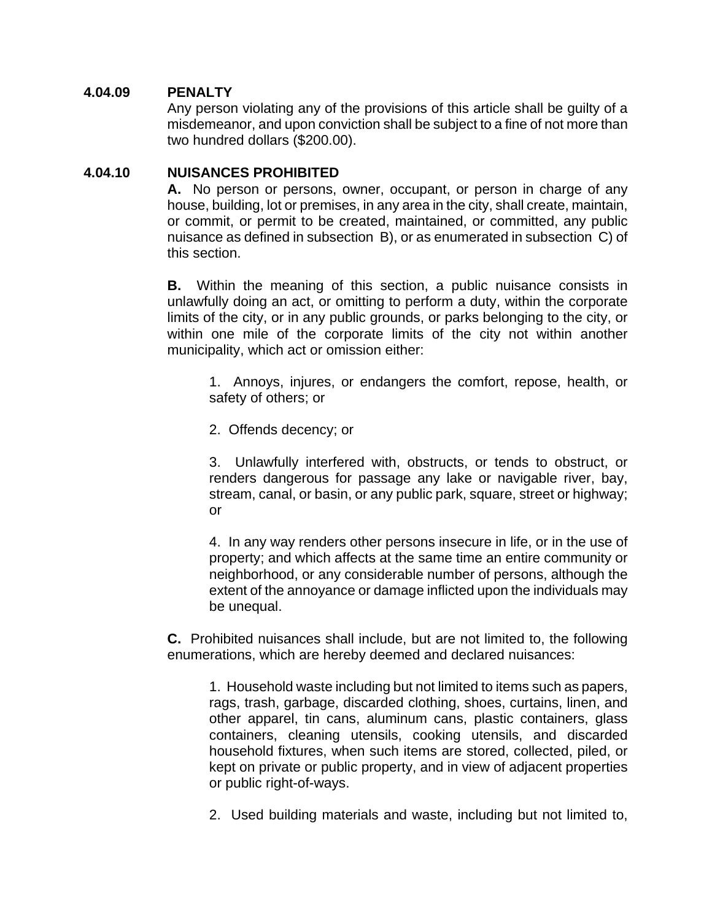### 4.04.09 PENALTY

Any person violating any of the provisions of this article shall be guilty of a misdemeanor, and upon conviction shall be subject to a fine of not more than two hundred dollars ($200.00).

### 4.04.10 NUISANCES PROHIBITED

**A.** No person or persons, owner, occupant, or person in charge of any house, building, lot or premises, in any area in the city, shall create, maintain, or commit, or permit to be created, maintained, or committed, any public nuisance as defined in subsection B), or as enumerated in subsection C) of this section.

**B.** Within the meaning of this section, a public nuisance consists in unlawfully doing an act, or omitting to perform a duty, within the corporate limits of the city, or in any public grounds, or parks belonging to the city, or within one mile of the corporate limits of the city not within another municipality, which act or omission either:

1. Annoys, injures, or endangers the comfort, repose, health, or safety of others; or

2. Offends decency; or

3. Unlawfully interfered with, obstructs, or tends to obstruct, or renders dangerous for passage any lake or navigable river, bay, stream, canal, or basin, or any public park, square, street or highway; or

4. In any way renders other persons insecure in life, or in the use of property; and which affects at the same time an entire community or neighborhood, or any considerable number of persons, although the extent of the annoyance or damage inflicted upon the individuals may be unequal.

**C.** Prohibited nuisances shall include, but are not limited to, the following enumerations, which are hereby deemed and declared nuisances:

1. Household waste including but not limited to items such as papers, rags, trash, garbage, discarded clothing, shoes, curtains, linen, and other apparel, tin cans, aluminum cans, plastic containers, glass containers, cleaning utensils, cooking utensils, and discarded household fixtures, when such items are stored, collected, piled, or kept on private or public property, and in view of adjacent properties or public right-of-ways.

2. Used building materials and waste, including but not limited to,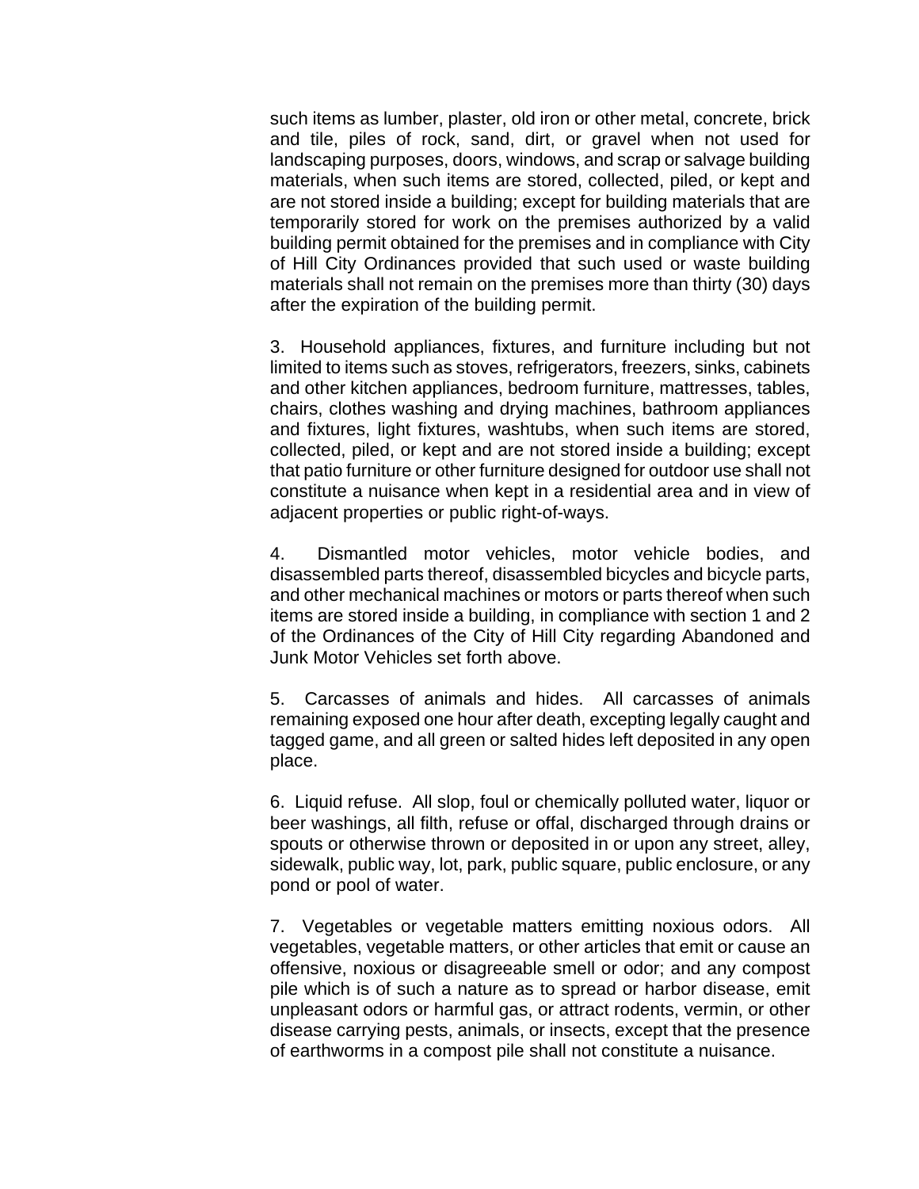such items as lumber, plaster, old iron or other metal, concrete, brick and tile, piles of rock, sand, dirt, or gravel when not used for landscaping purposes, doors, windows, and scrap or salvage building materials, when such items are stored, collected, piled, or kept and are not stored inside a building; except for building materials that are temporarily stored for work on the premises authorized by a valid building permit obtained for the premises and in compliance with City of Hill City Ordinances provided that such used or waste building materials shall not remain on the premises more than thirty (30) days after the expiration of the building permit.

3. Household appliances, fixtures, and furniture including but not limited to items such as stoves, refrigerators, freezers, sinks, cabinets and other kitchen appliances, bedroom furniture, mattresses, tables, chairs, clothes washing and drying machines, bathroom appliances and fixtures, light fixtures, washtubs, when such items are stored, collected, piled, or kept and are not stored inside a building; except that patio furniture or other furniture designed for outdoor use shall not constitute a nuisance when kept in a residential area and in view of adjacent properties or public right-of-ways.

4. Dismantled motor vehicles, motor vehicle bodies, and disassembled parts thereof, disassembled bicycles and bicycle parts, and other mechanical machines or motors or parts thereof when such items are stored inside a building, in compliance with section 1 and 2 of the Ordinances of the City of Hill City regarding Abandoned and Junk Motor Vehicles set forth above.

5. Carcasses of animals and hides. All carcasses of animals remaining exposed one hour after death, excepting legally caught and tagged game, and all green or salted hides left deposited in any open place.

6. Liquid refuse. All slop, foul or chemically polluted water, liquor or beer washings, all filth, refuse or offal, discharged through drains or spouts or otherwise thrown or deposited in or upon any street, alley, sidewalk, public way, lot, park, public square, public enclosure, or any pond or pool of water.

7. Vegetables or vegetable matters emitting noxious odors. All vegetables, vegetable matters, or other articles that emit or cause an offensive, noxious or disagreeable smell or odor; and any compost pile which is of such a nature as to spread or harbor disease, emit unpleasant odors or harmful gas, or attract rodents, vermin, or other disease carrying pests, animals, or insects, except that the presence of earthworms in a compost pile shall not constitute a nuisance.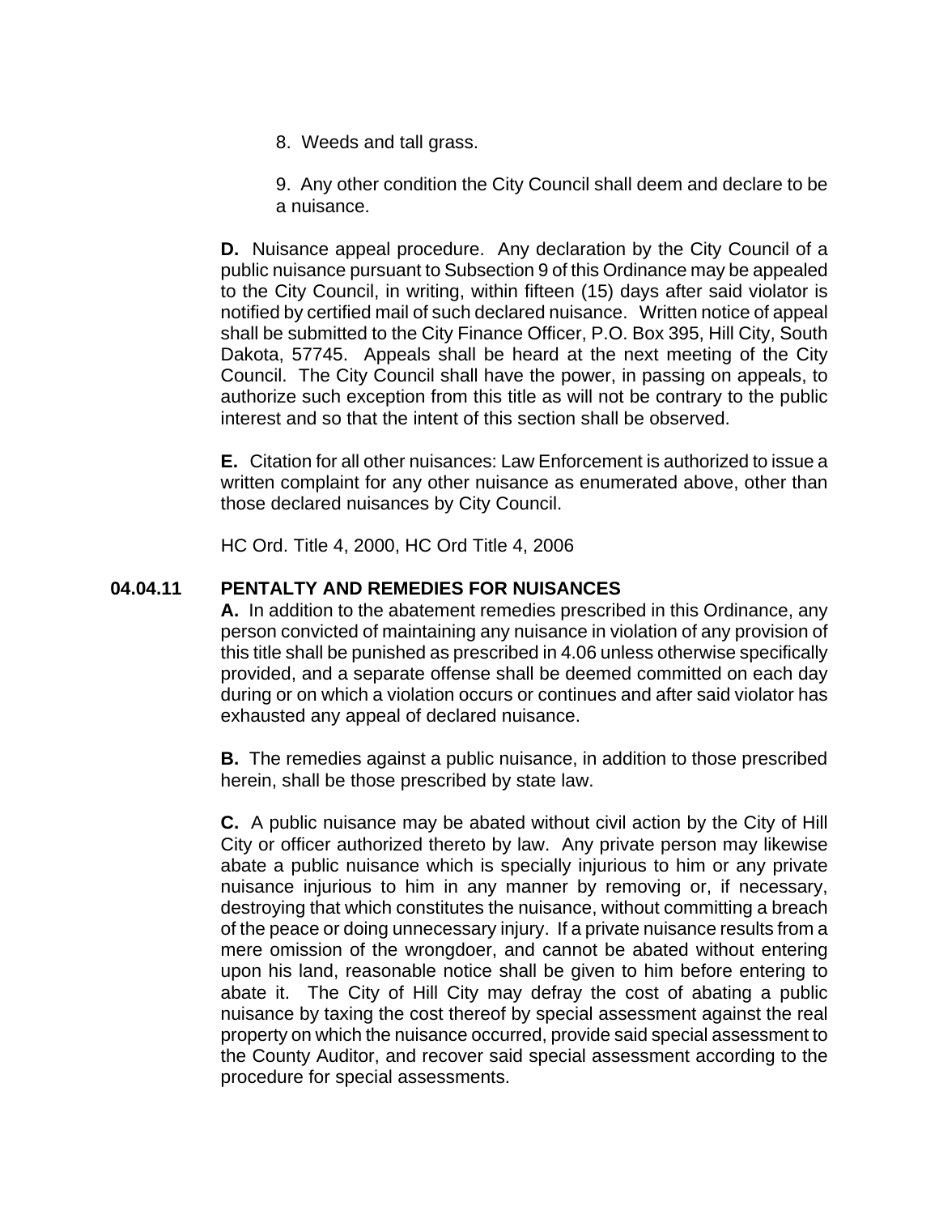8. Weeds and tall grass.

9. Any other condition the City Council shall deem and declare to be a nuisance.

**D.** Nuisance appeal procedure. Any declaration by the City Council of a public nuisance pursuant to Subsection 9 of this Ordinance may be appealed to the City Council, in writing, within fifteen (15) days after said violator is notified by certified mail of such declared nuisance. Written notice of appeal shall be submitted to the City Finance Officer, P.O. Box 395, Hill City, South Dakota, 57745. Appeals shall be heard at the next meeting of the City Council. The City Council shall have the power, in passing on appeals, to authorize such exception from this title as will not be contrary to the public interest and so that the intent of this section shall be observed.

**E.** Citation for all other nuisances: Law Enforcement is authorized to issue a written complaint for any other nuisance as enumerated above, other than those declared nuisances by City Council.

HC Ord. Title 4, 2000, HC Ord Title 4, 2006

## 04.04.11 PENTALTY AND REMEDIES FOR NUISANCES

**A.** In addition to the abatement remedies prescribed in this Ordinance, any person convicted of maintaining any nuisance in violation of any provision of this title shall be punished as prescribed in 4.06 unless otherwise specifically provided, and a separate offense shall be deemed committed on each day during or on which a violation occurs or continues and after said violator has exhausted any appeal of declared nuisance.

**B.** The remedies against a public nuisance, in addition to those prescribed herein, shall be those prescribed by state law.

**C.** A public nuisance may be abated without civil action by the City of Hill City or officer authorized thereto by law. Any private person may likewise abate a public nuisance which is specially injurious to him or any private nuisance injurious to him in any manner by removing or, if necessary, destroying that which constitutes the nuisance, without committing a breach of the peace or doing unnecessary injury. If a private nuisance results from a mere omission of the wrongdoer, and cannot be abated without entering upon his land, reasonable notice shall be given to him before entering to abate it. The City of Hill City may defray the cost of abating a public nuisance by taxing the cost thereof by special assessment against the real property on which the nuisance occurred, provide said special assessment to the County Auditor, and recover said special assessment according to the procedure for special assessments.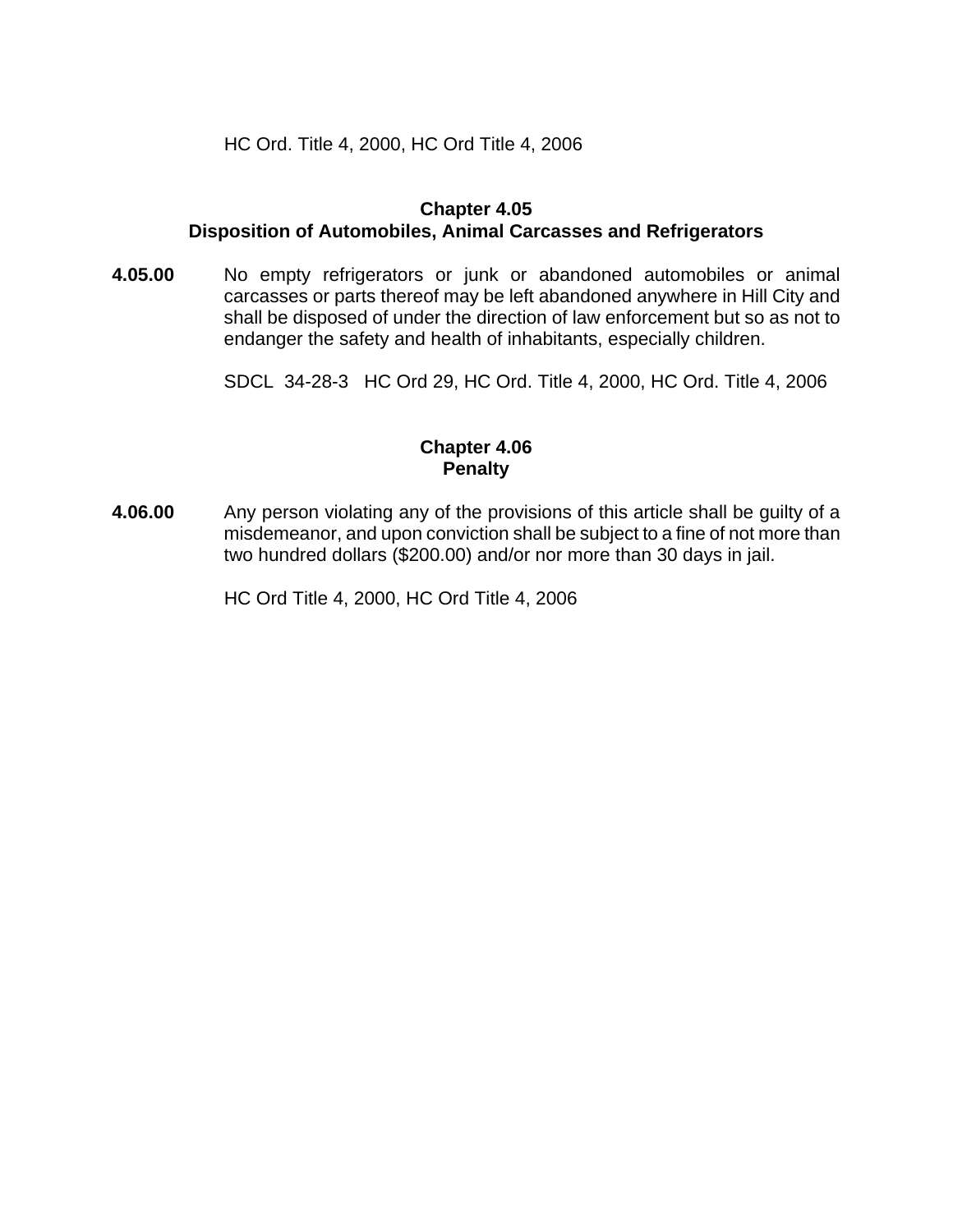HC Ord. Title 4, 2000, HC Ord Title 4, 2006

## Chapter 4.05
## Disposition of Automobiles, Animal Carcasses and Refrigerators

**4.05.00** No empty refrigerators or junk or abandoned automobiles or animal carcasses or parts thereof may be left abandoned anywhere in Hill City and shall be disposed of under the direction of law enforcement but so as not to endanger the safety and health of inhabitants, especially children.

SDCL 34-28-3 HC Ord 29, HC Ord. Title 4, 2000, HC Ord. Title 4, 2006

## Chapter 4.06
## Penalty

**4.06.00** Any person violating any of the provisions of this article shall be guilty of a misdemeanor, and upon conviction shall be subject to a fine of not more than two hundred dollars ($200.00) and/or nor more than 30 days in jail.

HC Ord Title 4, 2000, HC Ord Title 4, 2006